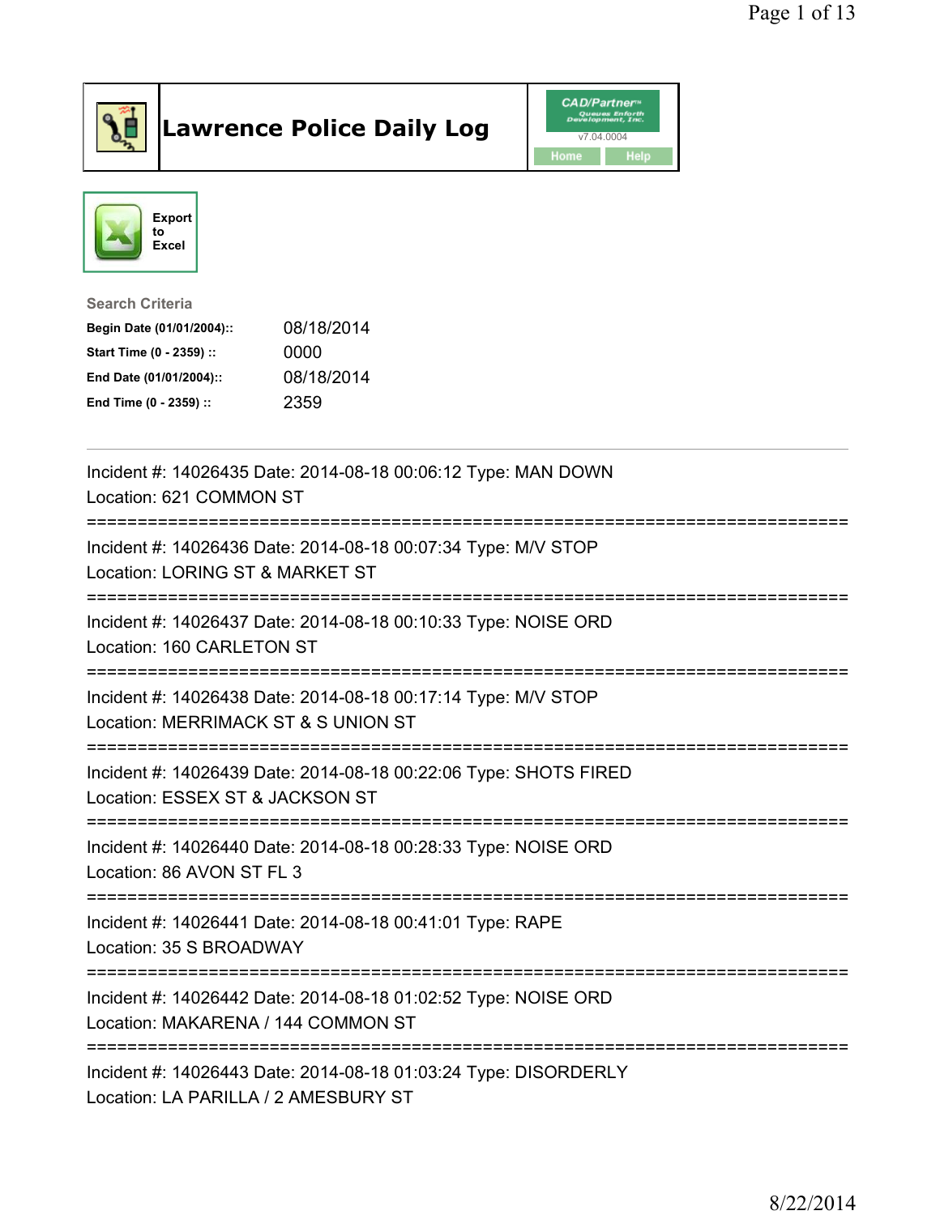# Lawrence Police Daily Log

CAD/Partner™ Queues Enforth Development, Inc.
v7.04.0004

Home Help

Export to Excel

**Search Criteria**

| | |
|---|---|
| **Begin Date (01/01/2004)::** | 08/18/2014 |
| **Start Time (0 - 2359) ::** | 0000 |
| **End Date (01/01/2004)::** | 08/18/2014 |
| **End Time (0 - 2359) ::** | 2359 |

---

Incident #: 14026435 Date: 2014-08-18 00:06:12 Type: MAN DOWN
Location: 621 COMMON ST

===========================================================================

Incident #: 14026436 Date: 2014-08-18 00:07:34 Type: M/V STOP
Location: LORING ST & MARKET ST

===========================================================================

Incident #: 14026437 Date: 2014-08-18 00:10:33 Type: NOISE ORD
Location: 160 CARLETON ST

===========================================================================

Incident #: 14026438 Date: 2014-08-18 00:17:14 Type: M/V STOP
Location: MERRIMACK ST & S UNION ST

===========================================================================

Incident #: 14026439 Date: 2014-08-18 00:22:06 Type: SHOTS FIRED
Location: ESSEX ST & JACKSON ST

===========================================================================

Incident #: 14026440 Date: 2014-08-18 00:28:33 Type: NOISE ORD
Location: 86 AVON ST FL 3

===========================================================================

Incident #: 14026441 Date: 2014-08-18 00:41:01 Type: RAPE
Location: 35 S BROADWAY

===========================================================================

Incident #: 14026442 Date: 2014-08-18 01:02:52 Type: NOISE ORD
Location: MAKARENA / 144 COMMON ST

===========================================================================

Incident #: 14026443 Date: 2014-08-18 01:03:24 Type: DISORDERLY
Location: LA PARILLA / 2 AMESBURY ST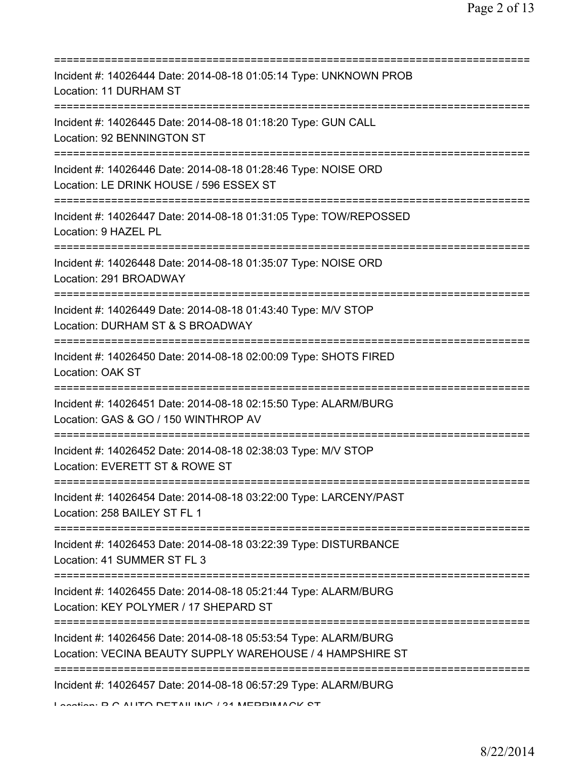===========================================================================
Incident #: 14026444 Date: 2014-08-18 01:05:14 Type: UNKNOWN PROB
Location: 11 DURHAM ST
===========================================================================
Incident #: 14026445 Date: 2014-08-18 01:18:20 Type: GUN CALL
Location: 92 BENNINGTON ST
===========================================================================
Incident #: 14026446 Date: 2014-08-18 01:28:46 Type: NOISE ORD
Location: LE DRINK HOUSE / 596 ESSEX ST
===========================================================================
Incident #: 14026447 Date: 2014-08-18 01:31:05 Type: TOW/REPOSSED
Location: 9 HAZEL PL
===========================================================================
Incident #: 14026448 Date: 2014-08-18 01:35:07 Type: NOISE ORD
Location: 291 BROADWAY
===========================================================================
Incident #: 14026449 Date: 2014-08-18 01:43:40 Type: M/V STOP
Location: DURHAM ST & S BROADWAY
===========================================================================
Incident #: 14026450 Date: 2014-08-18 02:00:09 Type: SHOTS FIRED
Location: OAK ST
===========================================================================
Incident #: 14026451 Date: 2014-08-18 02:15:50 Type: ALARM/BURG
Location: GAS & GO / 150 WINTHROP AV
===========================================================================
Incident #: 14026452 Date: 2014-08-18 02:38:03 Type: M/V STOP
Location: EVERETT ST & ROWE ST
===========================================================================
Incident #: 14026454 Date: 2014-08-18 03:22:00 Type: LARCENY/PAST
Location: 258 BAILEY ST FL 1
===========================================================================
Incident #: 14026453 Date: 2014-08-18 03:22:39 Type: DISTURBANCE
Location: 41 SUMMER ST FL 3
===========================================================================
Incident #: 14026455 Date: 2014-08-18 05:21:44 Type: ALARM/BURG
Location: KEY POLYMER / 17 SHEPARD ST
===========================================================================
Incident #: 14026456 Date: 2014-08-18 05:53:54 Type: ALARM/BURG
Location: VECINA BEAUTY SUPPLY WAREHOUSE / 4 HAMPSHIRE ST
===========================================================================
Incident #: 14026457 Date: 2014-08-18 06:57:29 Type: ALARM/BURG
Location: R C AUTO DETAILING / 31 MERRIMACK ST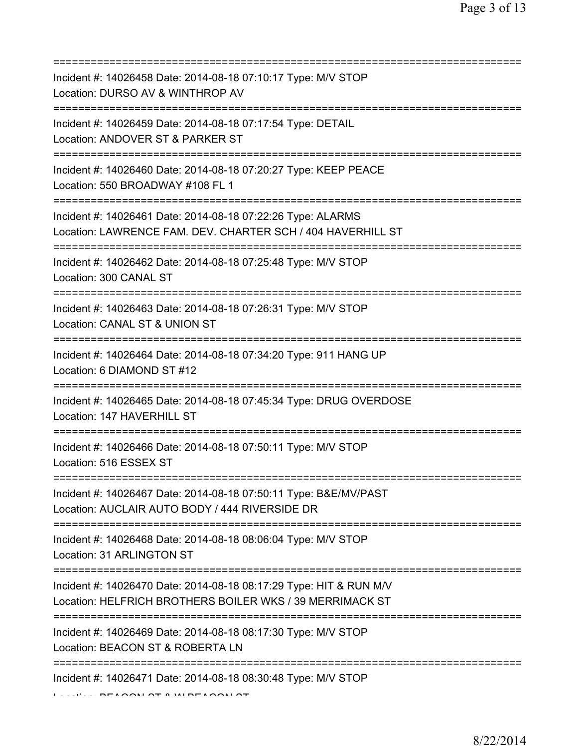===========================================================================
Incident #: 14026458 Date: 2014-08-18 07:10:17 Type: M/V STOP
Location: DURSO AV & WINTHROP AV
===========================================================================
Incident #: 14026459 Date: 2014-08-18 07:17:54 Type: DETAIL
Location: ANDOVER ST & PARKER ST
===========================================================================
Incident #: 14026460 Date: 2014-08-18 07:20:27 Type: KEEP PEACE
Location: 550 BROADWAY #108 FL 1
===========================================================================
Incident #: 14026461 Date: 2014-08-18 07:22:26 Type: ALARMS
Location: LAWRENCE FAM. DEV. CHARTER SCH / 404 HAVERHILL ST
===========================================================================
Incident #: 14026462 Date: 2014-08-18 07:25:48 Type: M/V STOP
Location: 300 CANAL ST
===========================================================================
Incident #: 14026463 Date: 2014-08-18 07:26:31 Type: M/V STOP
Location: CANAL ST & UNION ST
===========================================================================
Incident #: 14026464 Date: 2014-08-18 07:34:20 Type: 911 HANG UP
Location: 6 DIAMOND ST #12
===========================================================================
Incident #: 14026465 Date: 2014-08-18 07:45:34 Type: DRUG OVERDOSE
Location: 147 HAVERHILL ST
===========================================================================
Incident #: 14026466 Date: 2014-08-18 07:50:11 Type: M/V STOP
Location: 516 ESSEX ST
===========================================================================
Incident #: 14026467 Date: 2014-08-18 07:50:11 Type: B&E/MV/PAST
Location: AUCLAIR AUTO BODY / 444 RIVERSIDE DR
===========================================================================
Incident #: 14026468 Date: 2014-08-18 08:06:04 Type: M/V STOP
Location: 31 ARLINGTON ST
===========================================================================
Incident #: 14026470 Date: 2014-08-18 08:17:29 Type: HIT & RUN M/V
Location: HELFRICH BROTHERS BOILER WKS / 39 MERRIMACK ST
===========================================================================
Incident #: 14026469 Date: 2014-08-18 08:17:30 Type: M/V STOP
Location: BEACON ST & ROBERTA LN
===========================================================================
Incident #: 14026471 Date: 2014-08-18 08:30:48 Type: M/V STOP
Location: BEACON ST & W BEACON ST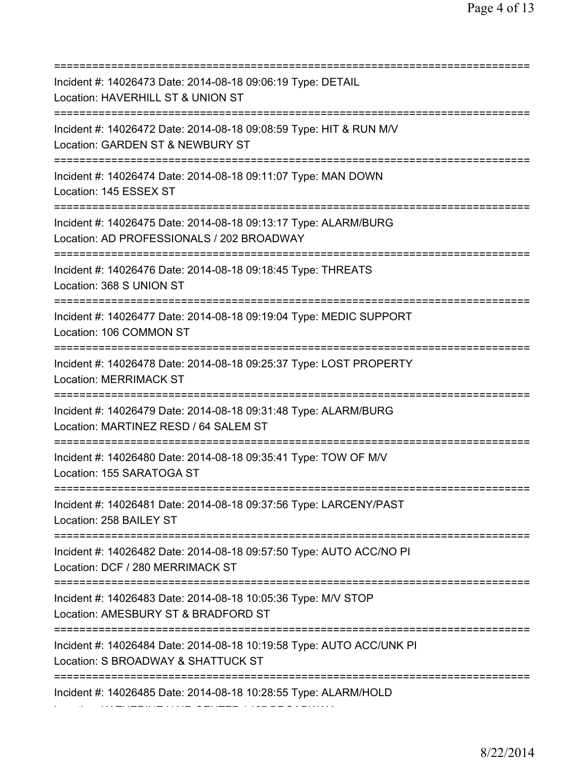===========================================================================

Incident #: 14026473 Date: 2014-08-18 09:06:19 Type: DETAIL
Location: HAVERHILL ST & UNION ST

===========================================================================

Incident #: 14026472 Date: 2014-08-18 09:08:59 Type: HIT & RUN M/V
Location: GARDEN ST & NEWBURY ST

===========================================================================

Incident #: 14026474 Date: 2014-08-18 09:11:07 Type: MAN DOWN
Location: 145 ESSEX ST

===========================================================================

Incident #: 14026475 Date: 2014-08-18 09:13:17 Type: ALARM/BURG
Location: AD PROFESSIONALS / 202 BROADWAY

===========================================================================

Incident #: 14026476 Date: 2014-08-18 09:18:45 Type: THREATS
Location: 368 S UNION ST

===========================================================================

Incident #: 14026477 Date: 2014-08-18 09:19:04 Type: MEDIC SUPPORT
Location: 106 COMMON ST

===========================================================================

Incident #: 14026478 Date: 2014-08-18 09:25:37 Type: LOST PROPERTY
Location: MERRIMACK ST

===========================================================================

Incident #: 14026479 Date: 2014-08-18 09:31:48 Type: ALARM/BURG
Location: MARTINEZ RESD / 64 SALEM ST

===========================================================================

Incident #: 14026480 Date: 2014-08-18 09:35:41 Type: TOW OF M/V
Location: 155 SARATOGA ST

===========================================================================

Incident #: 14026481 Date: 2014-08-18 09:37:56 Type: LARCENY/PAST
Location: 258 BAILEY ST

===========================================================================

Incident #: 14026482 Date: 2014-08-18 09:57:50 Type: AUTO ACC/NO PI
Location: DCF / 280 MERRIMACK ST

===========================================================================

Incident #: 14026483 Date: 2014-08-18 10:05:36 Type: M/V STOP
Location: AMESBURY ST & BRADFORD ST

===========================================================================

Incident #: 14026484 Date: 2014-08-18 10:19:58 Type: AUTO ACC/UNK PI
Location: S BROADWAY & SHATTUCK ST

===========================================================================

Incident #: 14026485 Date: 2014-08-18 10:28:55 Type: ALARM/HOLD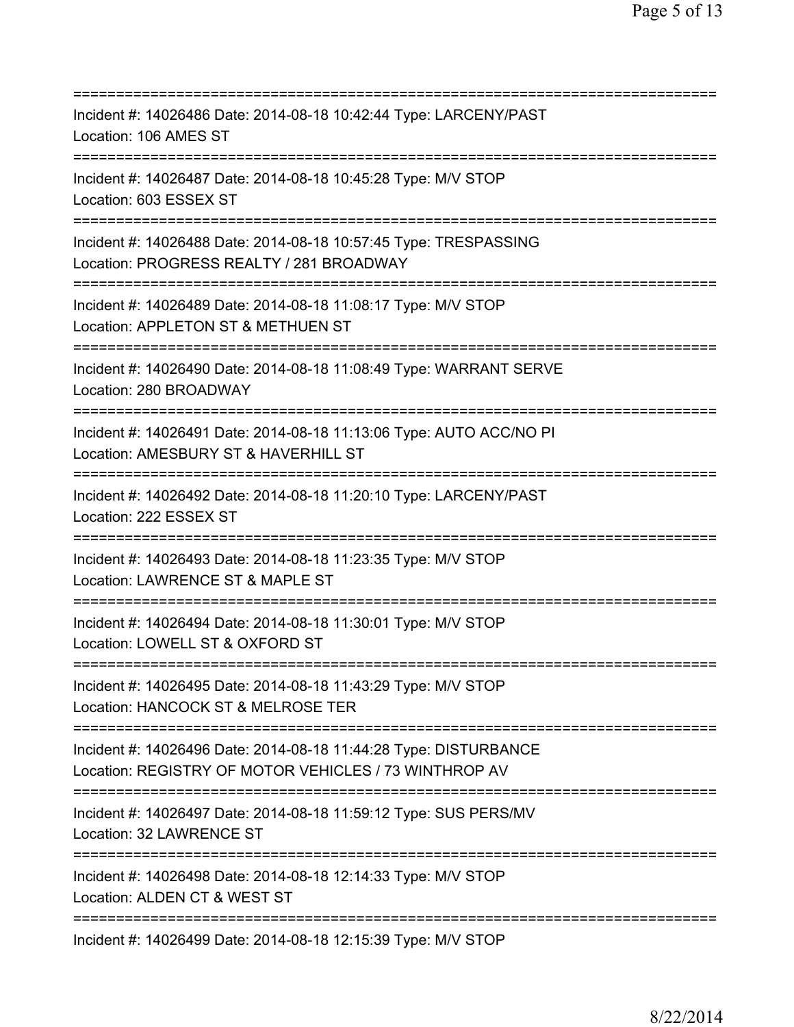===========================================================================
Incident #: 14026486 Date: 2014-08-18 10:42:44 Type: LARCENY/PAST
Location: 106 AMES ST
===========================================================================
Incident #: 14026487 Date: 2014-08-18 10:45:28 Type: M/V STOP
Location: 603 ESSEX ST
===========================================================================
Incident #: 14026488 Date: 2014-08-18 10:57:45 Type: TRESPASSING
Location: PROGRESS REALTY / 281 BROADWAY
===========================================================================
Incident #: 14026489 Date: 2014-08-18 11:08:17 Type: M/V STOP
Location: APPLETON ST & METHUEN ST
===========================================================================
Incident #: 14026490 Date: 2014-08-18 11:08:49 Type: WARRANT SERVE
Location: 280 BROADWAY
===========================================================================
Incident #: 14026491 Date: 2014-08-18 11:13:06 Type: AUTO ACC/NO PI
Location: AMESBURY ST & HAVERHILL ST
===========================================================================
Incident #: 14026492 Date: 2014-08-18 11:20:10 Type: LARCENY/PAST
Location: 222 ESSEX ST
===========================================================================
Incident #: 14026493 Date: 2014-08-18 11:23:35 Type: M/V STOP
Location: LAWRENCE ST & MAPLE ST
===========================================================================
Incident #: 14026494 Date: 2014-08-18 11:30:01 Type: M/V STOP
Location: LOWELL ST & OXFORD ST
===========================================================================
Incident #: 14026495 Date: 2014-08-18 11:43:29 Type: M/V STOP
Location: HANCOCK ST & MELROSE TER
===========================================================================
Incident #: 14026496 Date: 2014-08-18 11:44:28 Type: DISTURBANCE
Location: REGISTRY OF MOTOR VEHICLES / 73 WINTHROP AV
===========================================================================
Incident #: 14026497 Date: 2014-08-18 11:59:12 Type: SUS PERS/MV
Location: 32 LAWRENCE ST
===========================================================================
Incident #: 14026498 Date: 2014-08-18 12:14:33 Type: M/V STOP
Location: ALDEN CT & WEST ST
===========================================================================
Incident #: 14026499 Date: 2014-08-18 12:15:39 Type: M/V STOP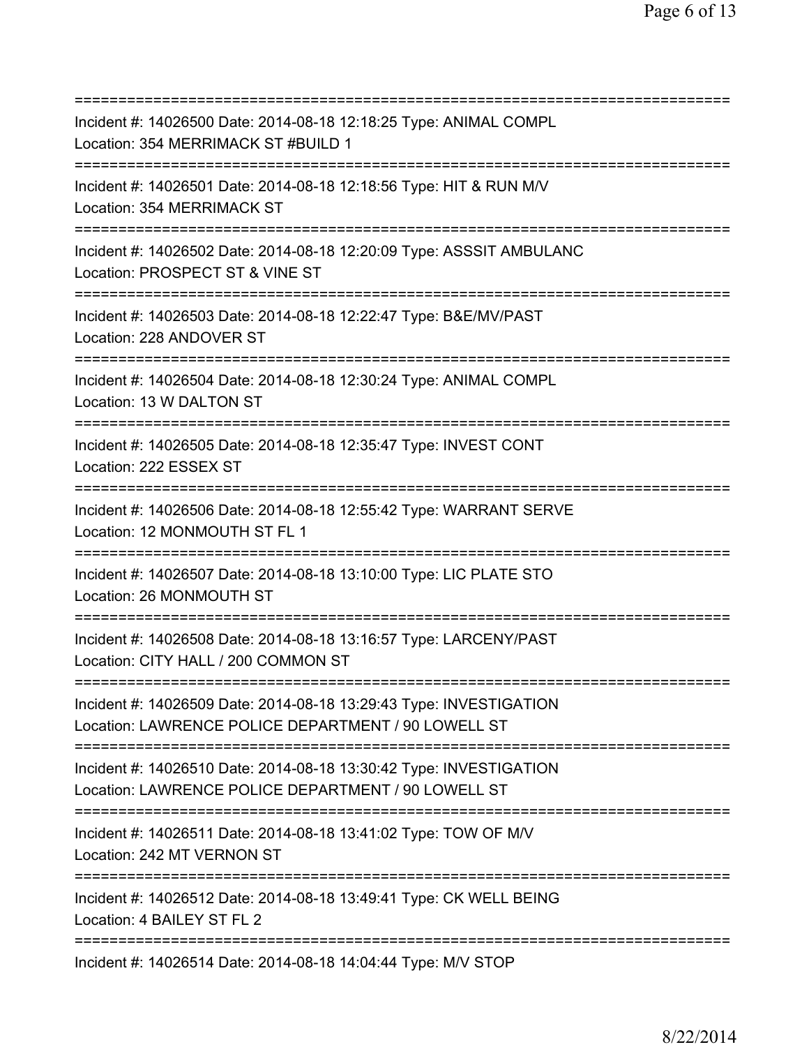===========================================================================
Incident #: 14026500 Date: 2014-08-18 12:18:25 Type: ANIMAL COMPL
Location: 354 MERRIMACK ST #BUILD 1
===========================================================================
Incident #: 14026501 Date: 2014-08-18 12:18:56 Type: HIT & RUN M/V
Location: 354 MERRIMACK ST
===========================================================================
Incident #: 14026502 Date: 2014-08-18 12:20:09 Type: ASSSIT AMBULANC
Location: PROSPECT ST & VINE ST
===========================================================================
Incident #: 14026503 Date: 2014-08-18 12:22:47 Type: B&E/MV/PAST
Location: 228 ANDOVER ST
===========================================================================
Incident #: 14026504 Date: 2014-08-18 12:30:24 Type: ANIMAL COMPL
Location: 13 W DALTON ST
===========================================================================
Incident #: 14026505 Date: 2014-08-18 12:35:47 Type: INVEST CONT
Location: 222 ESSEX ST
===========================================================================
Incident #: 14026506 Date: 2014-08-18 12:55:42 Type: WARRANT SERVE
Location: 12 MONMOUTH ST FL 1
===========================================================================
Incident #: 14026507 Date: 2014-08-18 13:10:00 Type: LIC PLATE STO
Location: 26 MONMOUTH ST
===========================================================================
Incident #: 14026508 Date: 2014-08-18 13:16:57 Type: LARCENY/PAST
Location: CITY HALL / 200 COMMON ST
===========================================================================
Incident #: 14026509 Date: 2014-08-18 13:29:43 Type: INVESTIGATION
Location: LAWRENCE POLICE DEPARTMENT / 90 LOWELL ST
===========================================================================
Incident #: 14026510 Date: 2014-08-18 13:30:42 Type: INVESTIGATION
Location: LAWRENCE POLICE DEPARTMENT / 90 LOWELL ST
===========================================================================
Incident #: 14026511 Date: 2014-08-18 13:41:02 Type: TOW OF M/V
Location: 242 MT VERNON ST
===========================================================================
Incident #: 14026512 Date: 2014-08-18 13:49:41 Type: CK WELL BEING
Location: 4 BAILEY ST FL 2
===========================================================================
Incident #: 14026514 Date: 2014-08-18 14:04:44 Type: M/V STOP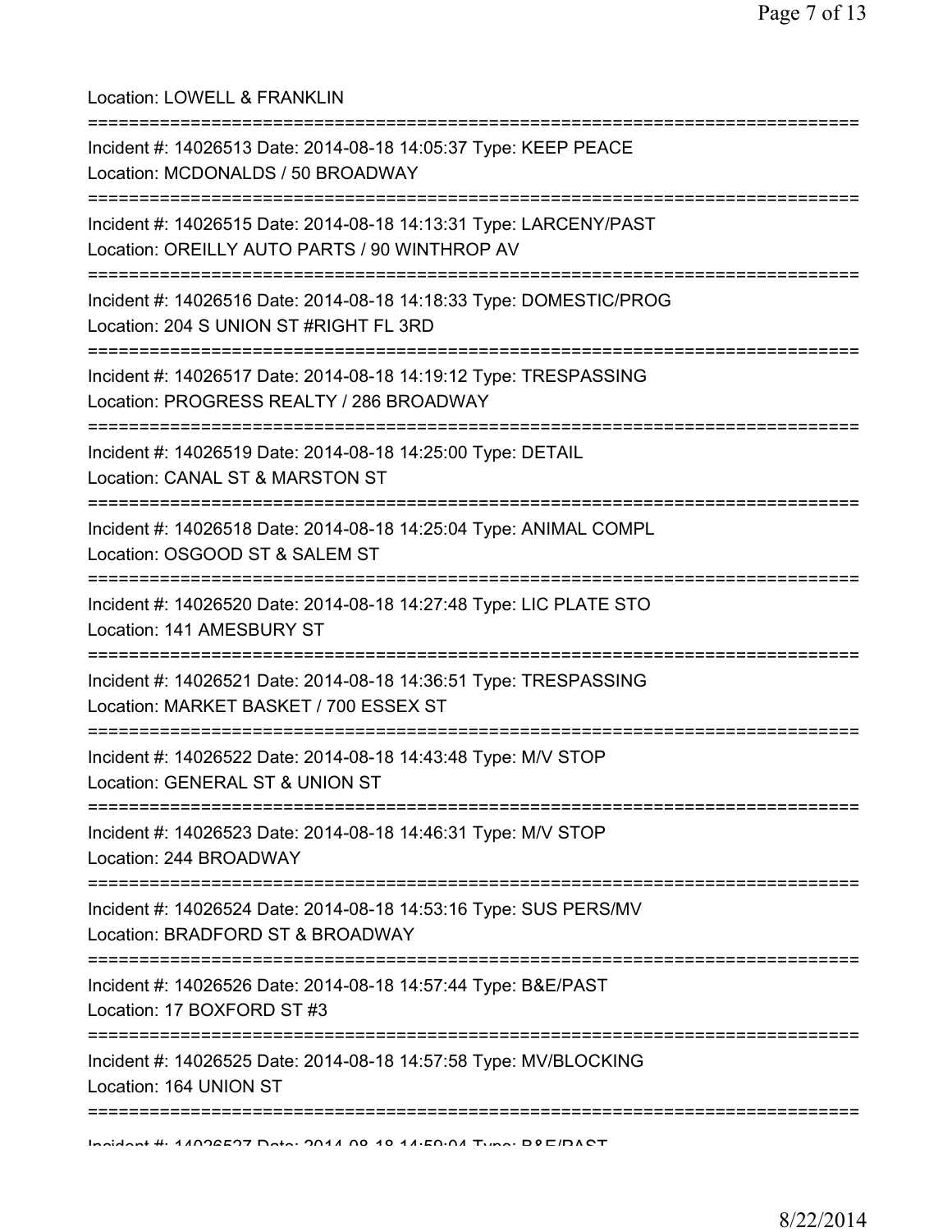Location: LOWELL & FRANKLIN

===========================================================================

Incident #: 14026513 Date: 2014-08-18 14:05:37 Type: KEEP PEACE
Location: MCDONALDS / 50 BROADWAY

===========================================================================

Incident #: 14026515 Date: 2014-08-18 14:13:31 Type: LARCENY/PAST
Location: OREILLY AUTO PARTS / 90 WINTHROP AV

===========================================================================

Incident #: 14026516 Date: 2014-08-18 14:18:33 Type: DOMESTIC/PROG
Location: 204 S UNION ST #RIGHT FL 3RD

===========================================================================

Incident #: 14026517 Date: 2014-08-18 14:19:12 Type: TRESPASSING
Location: PROGRESS REALTY / 286 BROADWAY

===========================================================================

Incident #: 14026519 Date: 2014-08-18 14:25:00 Type: DETAIL
Location: CANAL ST & MARSTON ST

===========================================================================

Incident #: 14026518 Date: 2014-08-18 14:25:04 Type: ANIMAL COMPL
Location: OSGOOD ST & SALEM ST

===========================================================================

Incident #: 14026520 Date: 2014-08-18 14:27:48 Type: LIC PLATE STO
Location: 141 AMESBURY ST

===========================================================================

Incident #: 14026521 Date: 2014-08-18 14:36:51 Type: TRESPASSING
Location: MARKET BASKET / 700 ESSEX ST

===========================================================================

Incident #: 14026522 Date: 2014-08-18 14:43:48 Type: M/V STOP
Location: GENERAL ST & UNION ST

===========================================================================

Incident #: 14026523 Date: 2014-08-18 14:46:31 Type: M/V STOP
Location: 244 BROADWAY

===========================================================================

Incident #: 14026524 Date: 2014-08-18 14:53:16 Type: SUS PERS/MV
Location: BRADFORD ST & BROADWAY

===========================================================================

Incident #: 14026526 Date: 2014-08-18 14:57:44 Type: B&E/PAST
Location: 17 BOXFORD ST #3

===========================================================================

Incident #: 14026525 Date: 2014-08-18 14:57:58 Type: MV/BLOCKING
Location: 164 UNION ST

===========================================================================

Incident #: 14026527 Date: 2014-08-18 14:59:04 Type: B&E/PAST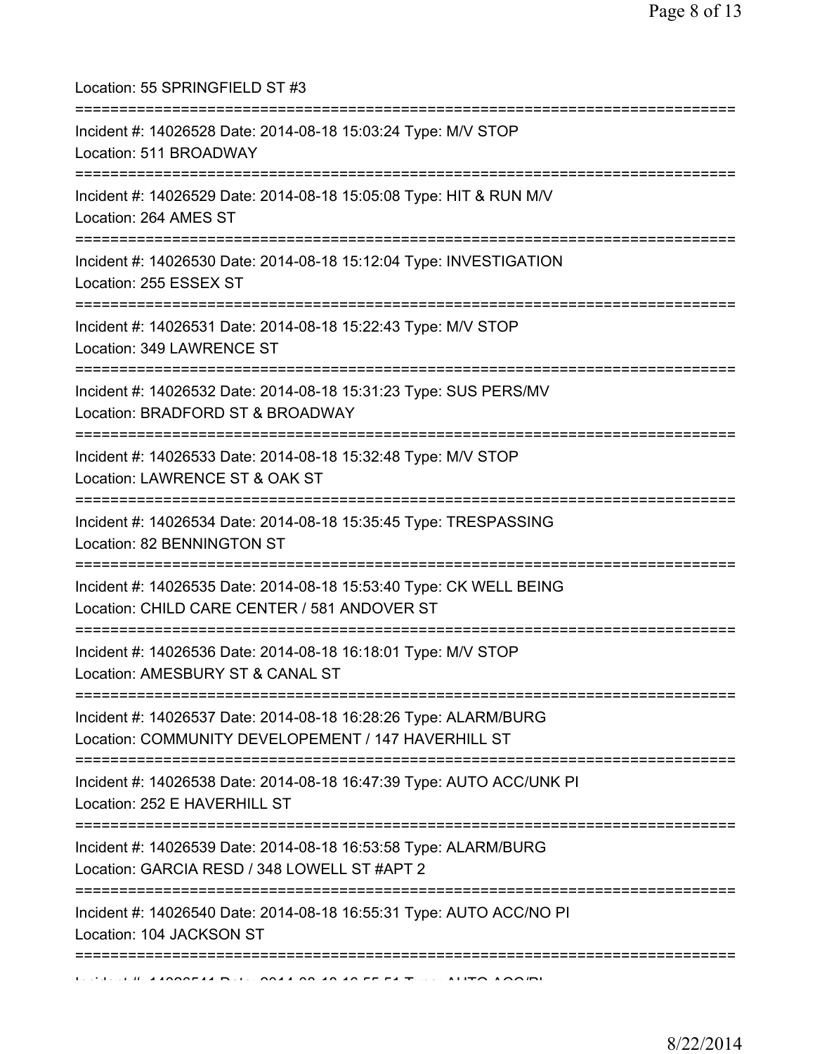Location: 55 SPRINGFIELD ST #3

===========================================================================

Incident #: 14026528 Date: 2014-08-18 15:03:24 Type: M/V STOP

Location: 511 BROADWAY

===========================================================================

Incident #: 14026529 Date: 2014-08-18 15:05:08 Type: HIT & RUN M/V

Location: 264 AMES ST

===========================================================================

Incident #: 14026530 Date: 2014-08-18 15:12:04 Type: INVESTIGATION

Location: 255 ESSEX ST

===========================================================================

Incident #: 14026531 Date: 2014-08-18 15:22:43 Type: M/V STOP

Location: 349 LAWRENCE ST

===========================================================================

Incident #: 14026532 Date: 2014-08-18 15:31:23 Type: SUS PERS/MV

Location: BRADFORD ST & BROADWAY

===========================================================================

Incident #: 14026533 Date: 2014-08-18 15:32:48 Type: M/V STOP

Location: LAWRENCE ST & OAK ST

===========================================================================

Incident #: 14026534 Date: 2014-08-18 15:35:45 Type: TRESPASSING

Location: 82 BENNINGTON ST

===========================================================================

Incident #: 14026535 Date: 2014-08-18 15:53:40 Type: CK WELL BEING

Location: CHILD CARE CENTER / 581 ANDOVER ST

===========================================================================

Incident #: 14026536 Date: 2014-08-18 16:18:01 Type: M/V STOP

Location: AMESBURY ST & CANAL ST

===========================================================================

Incident #: 14026537 Date: 2014-08-18 16:28:26 Type: ALARM/BURG

Location: COMMUNITY DEVELOPEMENT / 147 HAVERHILL ST

===========================================================================

Incident #: 14026538 Date: 2014-08-18 16:47:39 Type: AUTO ACC/UNK PI

Location: 252 E HAVERHILL ST

===========================================================================

Incident #: 14026539 Date: 2014-08-18 16:53:58 Type: ALARM/BURG

Location: GARCIA RESD / 348 LOWELL ST #APT 2

===========================================================================

Incident #: 14026540 Date: 2014-08-18 16:55:31 Type: AUTO ACC/NO PI

Location: 104 JACKSON ST

===========================================================================

Incident #: 14026541 Date: 2014-08-18 16:55:51 Type: AUTO ACC/PI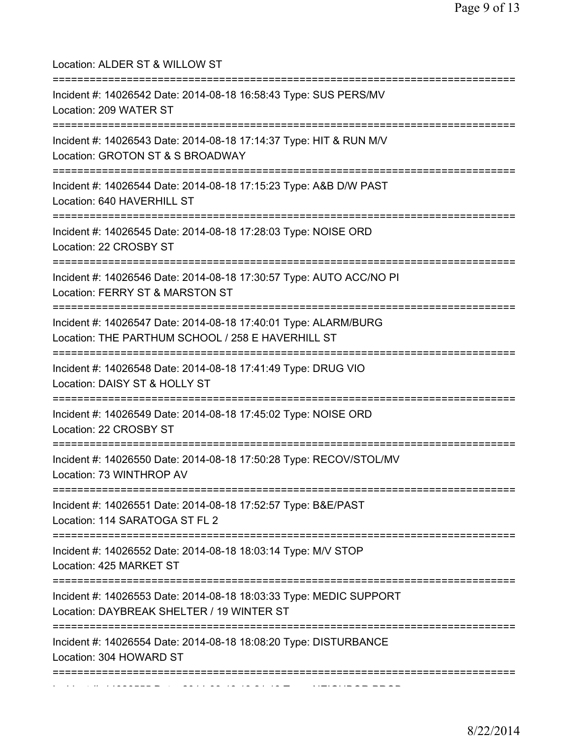Location: ALDER ST & WILLOW ST

===========================================================================

Incident #: 14026542 Date: 2014-08-18 16:58:43 Type: SUS PERS/MV
Location: 209 WATER ST

===========================================================================

Incident #: 14026543 Date: 2014-08-18 17:14:37 Type: HIT & RUN M/V
Location: GROTON ST & S BROADWAY

===========================================================================

Incident #: 14026544 Date: 2014-08-18 17:15:23 Type: A&B D/W PAST
Location: 640 HAVERHILL ST

===========================================================================

Incident #: 14026545 Date: 2014-08-18 17:28:03 Type: NOISE ORD
Location: 22 CROSBY ST

===========================================================================

Incident #: 14026546 Date: 2014-08-18 17:30:57 Type: AUTO ACC/NO PI
Location: FERRY ST & MARSTON ST

===========================================================================

Incident #: 14026547 Date: 2014-08-18 17:40:01 Type: ALARM/BURG
Location: THE PARTHUM SCHOOL / 258 E HAVERHILL ST

===========================================================================

Incident #: 14026548 Date: 2014-08-18 17:41:49 Type: DRUG VIO
Location: DAISY ST & HOLLY ST

===========================================================================

Incident #: 14026549 Date: 2014-08-18 17:45:02 Type: NOISE ORD
Location: 22 CROSBY ST

===========================================================================

Incident #: 14026550 Date: 2014-08-18 17:50:28 Type: RECOV/STOL/MV
Location: 73 WINTHROP AV

===========================================================================

Incident #: 14026551 Date: 2014-08-18 17:52:57 Type: B&E/PAST
Location: 114 SARATOGA ST FL 2

===========================================================================

Incident #: 14026552 Date: 2014-08-18 18:03:14 Type: M/V STOP
Location: 425 MARKET ST

===========================================================================

Incident #: 14026553 Date: 2014-08-18 18:03:33 Type: MEDIC SUPPORT
Location: DAYBREAK SHELTER / 19 WINTER ST

===========================================================================

Incident #: 14026554 Date: 2014-08-18 18:08:20 Type: DISTURBANCE
Location: 304 HOWARD ST

===========================================================================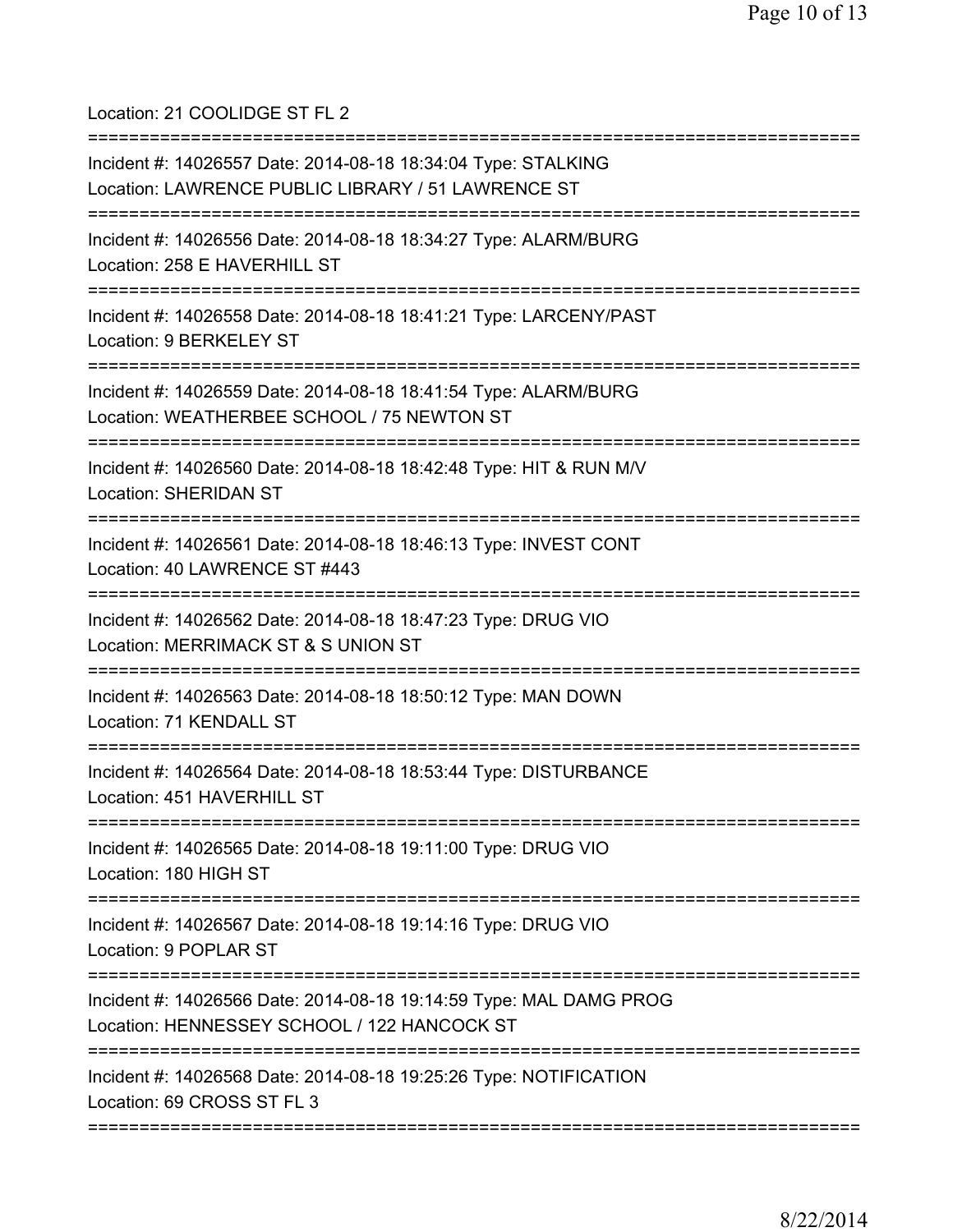Location: 21 COOLIDGE ST FL 2

===========================================================================

Incident #: 14026557 Date: 2014-08-18 18:34:04 Type: STALKING
Location: LAWRENCE PUBLIC LIBRARY / 51 LAWRENCE ST

===========================================================================

Incident #: 14026556 Date: 2014-08-18 18:34:27 Type: ALARM/BURG
Location: 258 E HAVERHILL ST

===========================================================================

Incident #: 14026558 Date: 2014-08-18 18:41:21 Type: LARCENY/PAST
Location: 9 BERKELEY ST

===========================================================================

Incident #: 14026559 Date: 2014-08-18 18:41:54 Type: ALARM/BURG
Location: WEATHERBEE SCHOOL / 75 NEWTON ST

===========================================================================

Incident #: 14026560 Date: 2014-08-18 18:42:48 Type: HIT & RUN M/V
Location: SHERIDAN ST

===========================================================================

Incident #: 14026561 Date: 2014-08-18 18:46:13 Type: INVEST CONT
Location: 40 LAWRENCE ST #443

===========================================================================

Incident #: 14026562 Date: 2014-08-18 18:47:23 Type: DRUG VIO
Location: MERRIMACK ST & S UNION ST

===========================================================================

Incident #: 14026563 Date: 2014-08-18 18:50:12 Type: MAN DOWN
Location: 71 KENDALL ST

===========================================================================

Incident #: 14026564 Date: 2014-08-18 18:53:44 Type: DISTURBANCE
Location: 451 HAVERHILL ST

===========================================================================

Incident #: 14026565 Date: 2014-08-18 19:11:00 Type: DRUG VIO
Location: 180 HIGH ST

===========================================================================

Incident #: 14026567 Date: 2014-08-18 19:14:16 Type: DRUG VIO
Location: 9 POPLAR ST

===========================================================================

Incident #: 14026566 Date: 2014-08-18 19:14:59 Type: MAL DAMG PROG
Location: HENNESSEY SCHOOL / 122 HANCOCK ST

===========================================================================

Incident #: 14026568 Date: 2014-08-18 19:25:26 Type: NOTIFICATION
Location: 69 CROSS ST FL 3

===========================================================================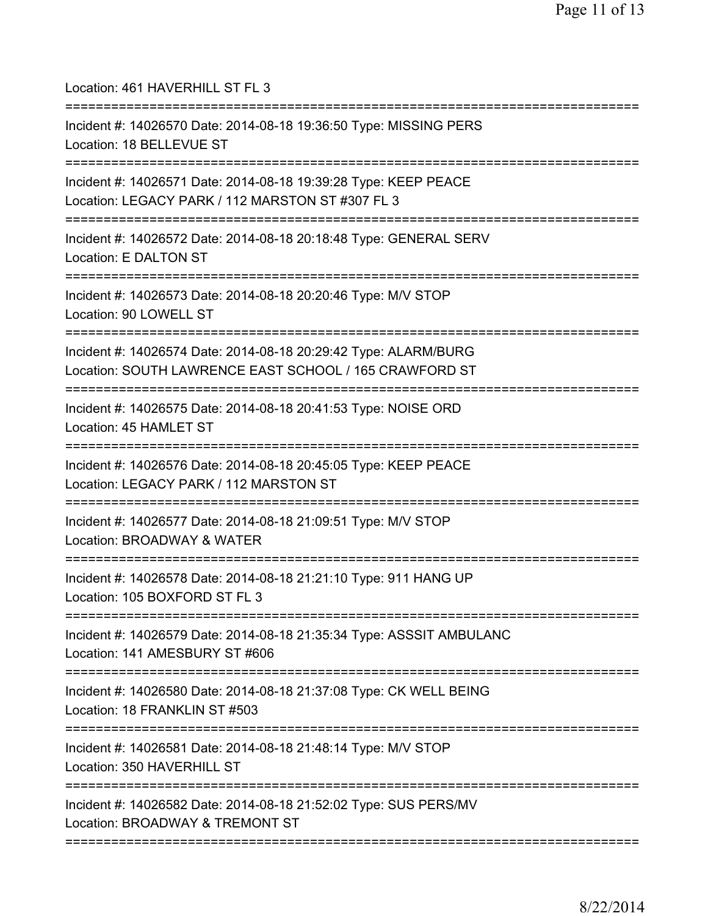Location: 461 HAVERHILL ST FL 3

===========================================================================

Incident #: 14026570 Date: 2014-08-18 19:36:50 Type: MISSING PERS
Location: 18 BELLEVUE ST

===========================================================================

Incident #: 14026571 Date: 2014-08-18 19:39:28 Type: KEEP PEACE
Location: LEGACY PARK / 112 MARSTON ST #307 FL 3

===========================================================================

Incident #: 14026572 Date: 2014-08-18 20:18:48 Type: GENERAL SERV
Location: E DALTON ST

===========================================================================

Incident #: 14026573 Date: 2014-08-18 20:20:46 Type: M/V STOP
Location: 90 LOWELL ST

===========================================================================

Incident #: 14026574 Date: 2014-08-18 20:29:42 Type: ALARM/BURG
Location: SOUTH LAWRENCE EAST SCHOOL / 165 CRAWFORD ST

===========================================================================

Incident #: 14026575 Date: 2014-08-18 20:41:53 Type: NOISE ORD
Location: 45 HAMLET ST

===========================================================================

Incident #: 14026576 Date: 2014-08-18 20:45:05 Type: KEEP PEACE
Location: LEGACY PARK / 112 MARSTON ST

===========================================================================

Incident #: 14026577 Date: 2014-08-18 21:09:51 Type: M/V STOP
Location: BROADWAY & WATER

===========================================================================

Incident #: 14026578 Date: 2014-08-18 21:21:10 Type: 911 HANG UP
Location: 105 BOXFORD ST FL 3

===========================================================================

Incident #: 14026579 Date: 2014-08-18 21:35:34 Type: ASSSIT AMBULANC
Location: 141 AMESBURY ST #606

===========================================================================

Incident #: 14026580 Date: 2014-08-18 21:37:08 Type: CK WELL BEING
Location: 18 FRANKLIN ST #503

===========================================================================

Incident #: 14026581 Date: 2014-08-18 21:48:14 Type: M/V STOP
Location: 350 HAVERHILL ST

===========================================================================

Incident #: 14026582 Date: 2014-08-18 21:52:02 Type: SUS PERS/MV
Location: BROADWAY & TREMONT ST

===========================================================================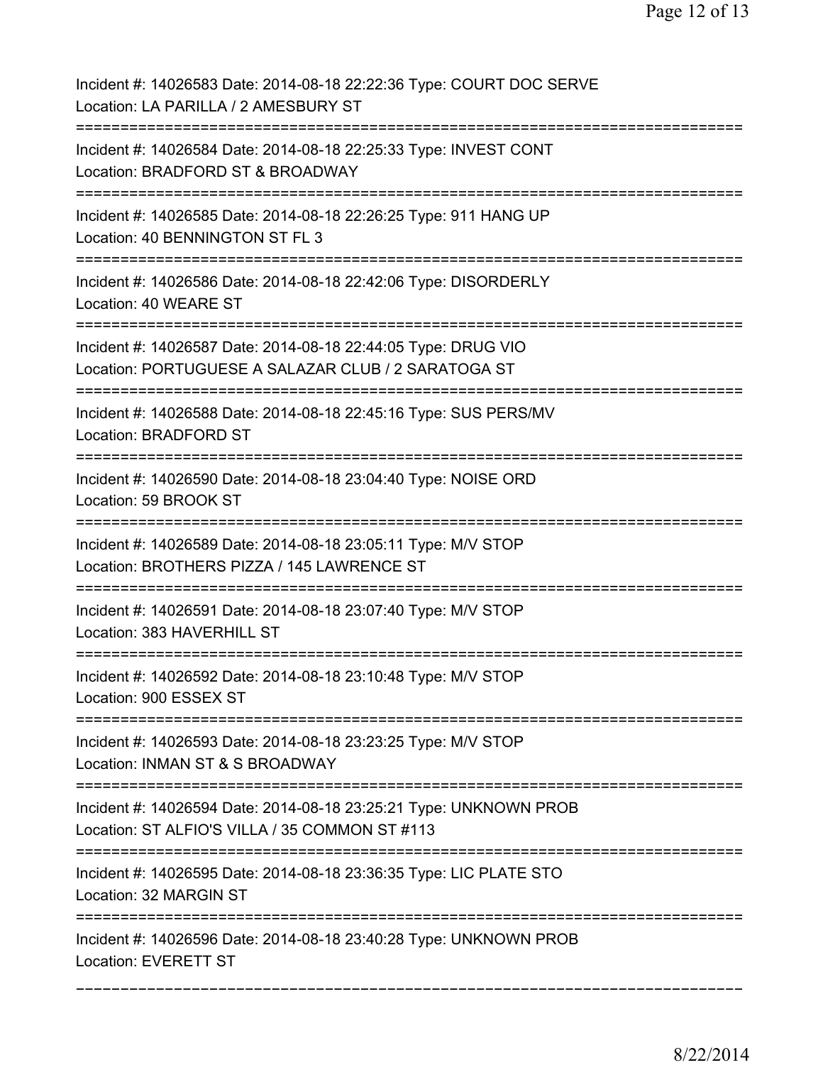Incident #: 14026583 Date: 2014-08-18 22:22:36 Type: COURT DOC SERVE
Location: LA PARILLA / 2 AMESBURY ST

===========================================================================

Incident #: 14026584 Date: 2014-08-18 22:25:33 Type: INVEST CONT
Location: BRADFORD ST & BROADWAY

===========================================================================

Incident #: 14026585 Date: 2014-08-18 22:26:25 Type: 911 HANG UP
Location: 40 BENNINGTON ST FL 3

===========================================================================

Incident #: 14026586 Date: 2014-08-18 22:42:06 Type: DISORDERLY
Location: 40 WEARE ST

===========================================================================

Incident #: 14026587 Date: 2014-08-18 22:44:05 Type: DRUG VIO
Location: PORTUGUESE A SALAZAR CLUB / 2 SARATOGA ST

===========================================================================

Incident #: 14026588 Date: 2014-08-18 22:45:16 Type: SUS PERS/MV
Location: BRADFORD ST

===========================================================================

Incident #: 14026590 Date: 2014-08-18 23:04:40 Type: NOISE ORD
Location: 59 BROOK ST

===========================================================================

Incident #: 14026589 Date: 2014-08-18 23:05:11 Type: M/V STOP
Location: BROTHERS PIZZA / 145 LAWRENCE ST

===========================================================================

Incident #: 14026591 Date: 2014-08-18 23:07:40 Type: M/V STOP
Location: 383 HAVERHILL ST

===========================================================================

Incident #: 14026592 Date: 2014-08-18 23:10:48 Type: M/V STOP
Location: 900 ESSEX ST

===========================================================================

Incident #: 14026593 Date: 2014-08-18 23:23:25 Type: M/V STOP
Location: INMAN ST & S BROADWAY

===========================================================================

Incident #: 14026594 Date: 2014-08-18 23:25:21 Type: UNKNOWN PROB
Location: ST ALFIO'S VILLA / 35 COMMON ST #113

===========================================================================

Incident #: 14026595 Date: 2014-08-18 23:36:35 Type: LIC PLATE STO
Location: 32 MARGIN ST

===========================================================================

Incident #: 14026596 Date: 2014-08-18 23:40:28 Type: UNKNOWN PROB
Location: EVERETT ST

---------------------------------------------------------------------------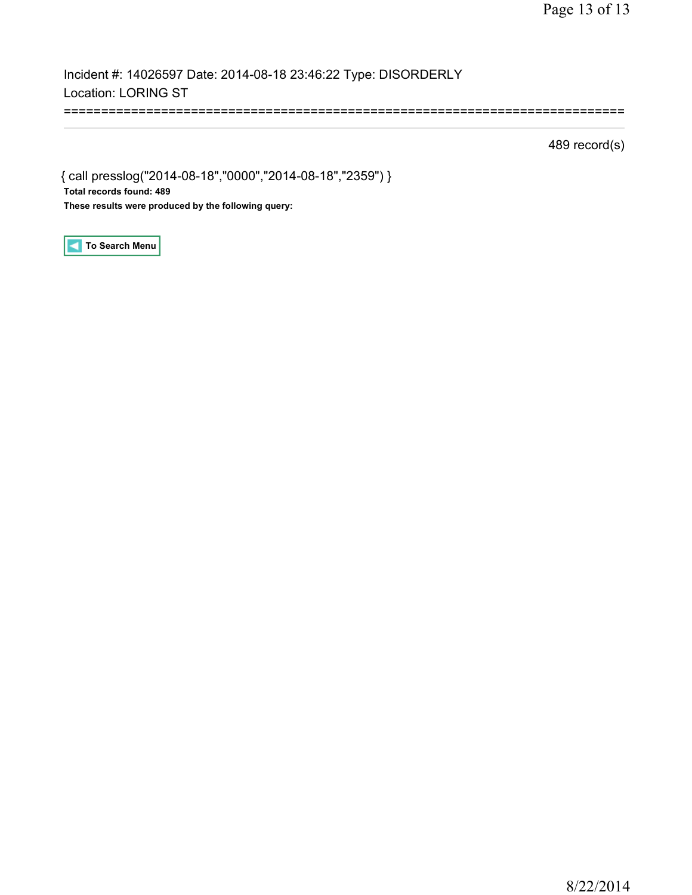Incident #: 14026597 Date: 2014-08-18 23:46:22 Type: DISORDERLY
Location: LORING ST

==========================================================================

489 record(s)

{ call presslog("2014-08-18","0000","2014-08-18","2359") }

**Total records found: 489**

**These results were produced by the following query:**

**To Search Menu**